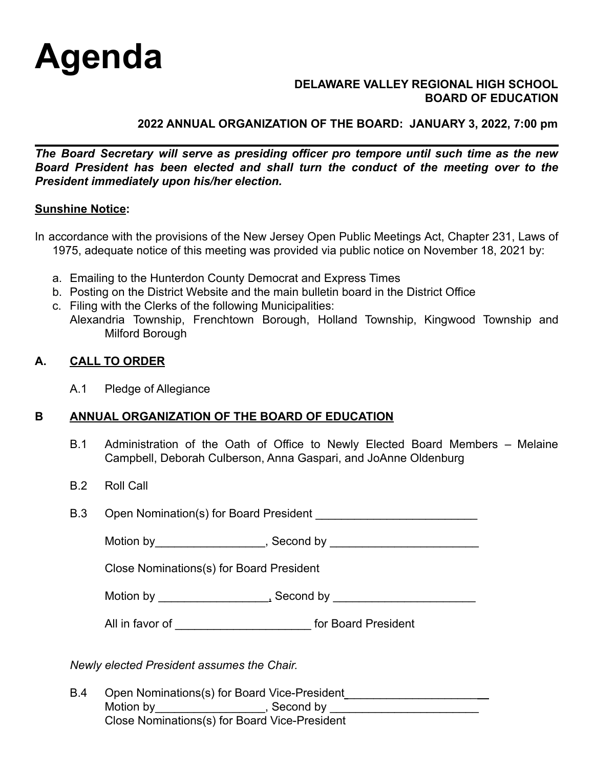# Agenda

**DELAWARE VALLEY REGIONAL HIGH SCHOOL**
**BOARD OF EDUCATION**

**2022 ANNUAL ORGANIZATION OF THE BOARD: JANUARY 3, 2022, 7:00 pm**

---

***The Board Secretary will serve as presiding officer pro tempore until such time as the new Board President has been elected and shall turn the conduct of the meeting over to the President immediately upon his/her election.***

**Sunshine Notice:**

In accordance with the provisions of the New Jersey Open Public Meetings Act, Chapter 231, Laws of 1975, adequate notice of this meeting was provided via public notice on November 18, 2021 by:

a. Emailing to the Hunterdon County Democrat and Express Times
b. Posting on the District Website and the main bulletin board in the District Office
c. Filing with the Clerks of the following Municipalities:
   Alexandria Township, Frenchtown Borough, Holland Township, Kingwood Township and Milford Borough

## A. CALL TO ORDER

A.1 Pledge of Allegiance

## B ANNUAL ORGANIZATION OF THE BOARD OF EDUCATION

B.1 Administration of the Oath of Office to Newly Elected Board Members – Melaine Campbell, Deborah Culberson, Anna Gaspari, and JoAnne Oldenburg

B.2 Roll Call

B.3 Open Nomination(s) for Board President _________________________

Motion by_________________, Second by _______________________

Close Nominations(s) for Board President

Motion by _________________, Second by ______________________

All in favor of _____________________ for Board President

*Newly elected President assumes the Chair.*

B.4 Open Nominations(s) for Board Vice-President_______________________
Motion by_________________, Second by _______________________
Close Nominations(s) for Board Vice-President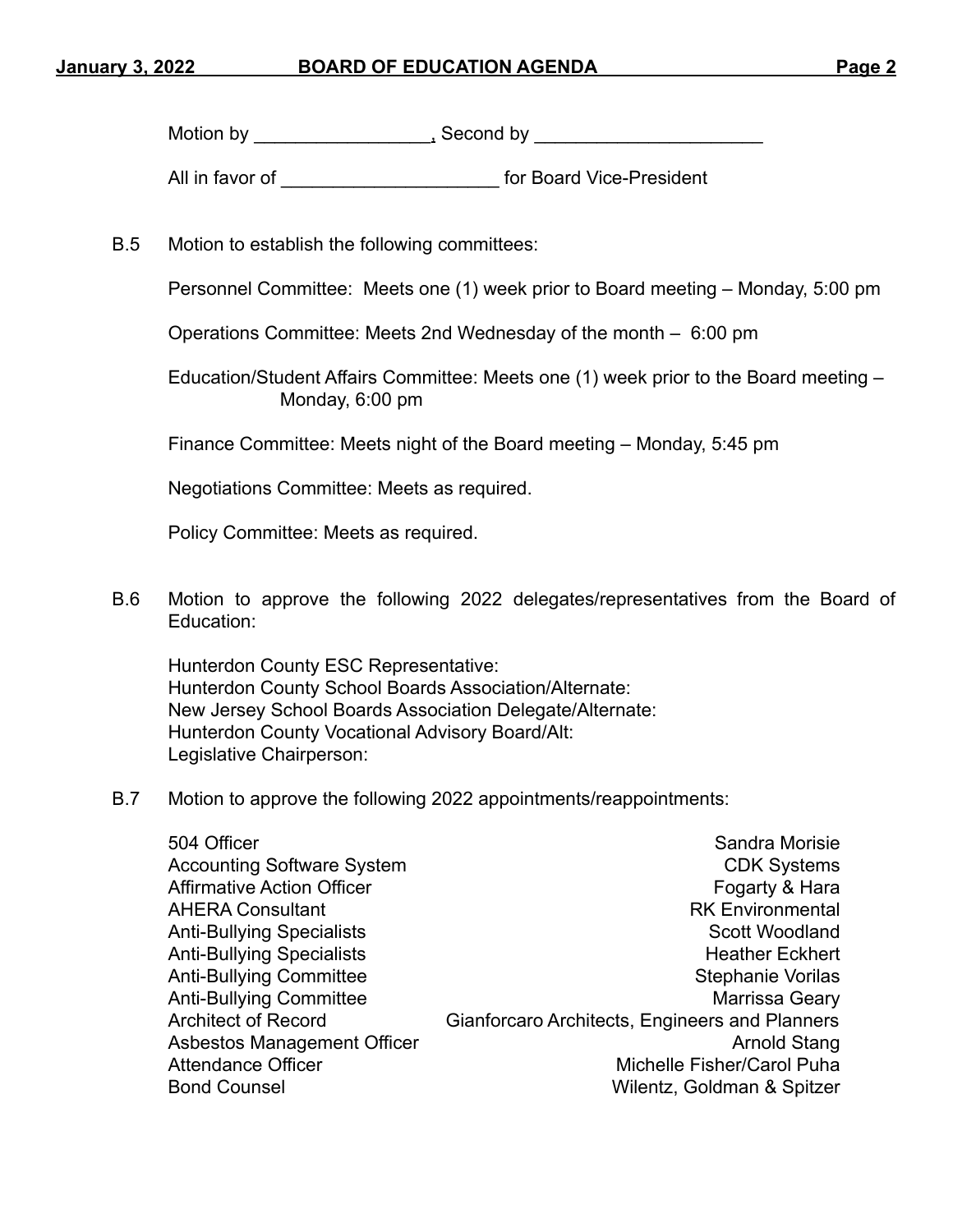Motion by _________________, Second by ______________________

All in favor of _____________________ for Board Vice-President

B.5 Motion to establish the following committees:

Personnel Committee: Meets one (1) week prior to Board meeting – Monday, 5:00 pm

Operations Committee: Meets 2nd Wednesday of the month – 6:00 pm

Education/Student Affairs Committee: Meets one (1) week prior to the Board meeting – Monday, 6:00 pm

Finance Committee: Meets night of the Board meeting – Monday, 5:45 pm

Negotiations Committee: Meets as required.

Policy Committee: Meets as required.

B.6 Motion to approve the following 2022 delegates/representatives from the Board of Education:

Hunterdon County ESC Representative:
Hunterdon County School Boards Association/Alternate:
New Jersey School Boards Association Delegate/Alternate:
Hunterdon County Vocational Advisory Board/Alt:
Legislative Chairperson:

B.7 Motion to approve the following 2022 appointments/reappointments:

| | |
|---|---|
| 504 Officer | Sandra Morisie |
| Accounting Software System | CDK Systems |
| Affirmative Action Officer | Fogarty & Hara |
| AHERA Consultant | RK Environmental |
| Anti-Bullying Specialists | Scott Woodland |
| Anti-Bullying Specialists | Heather Eckhert |
| Anti-Bullying Committee | Stephanie Vorilas |
| Anti-Bullying Committee | Marrissa Geary |
| Architect of Record | Gianforcaro Architects, Engineers and Planners |
| Asbestos Management Officer | Arnold Stang |
| Attendance Officer | Michelle Fisher/Carol Puha |
| Bond Counsel | Wilentz, Goldman & Spitzer |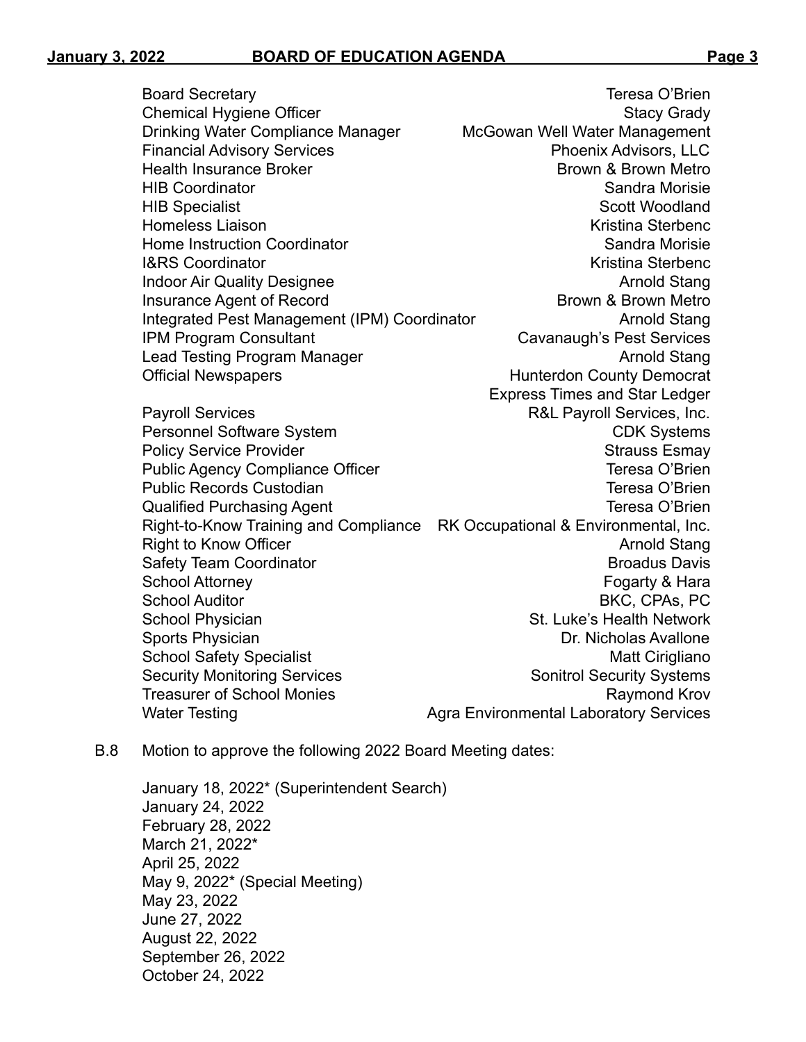| | |
|---|---|
| Board Secretary | Teresa O'Brien |
| Chemical Hygiene Officer | Stacy Grady |
| Drinking Water Compliance Manager | McGowan Well Water Management |
| Financial Advisory Services | Phoenix Advisors, LLC |
| Health Insurance Broker | Brown & Brown Metro |
| HIB Coordinator | Sandra Morisie |
| HIB Specialist | Scott Woodland |
| Homeless Liaison | Kristina Sterbenc |
| Home Instruction Coordinator | Sandra Morisie |
| I&RS Coordinator | Kristina Sterbenc |
| Indoor Air Quality Designee | Arnold Stang |
| Insurance Agent of Record | Brown & Brown Metro |
| Integrated Pest Management (IPM) Coordinator | Arnold Stang |
| IPM Program Consultant | Cavanaugh's Pest Services |
| Lead Testing Program Manager | Arnold Stang |
| Official Newspapers | Hunterdon County Democrat<br>Express Times and Star Ledger |
| Payroll Services | R&L Payroll Services, Inc. |
| Personnel Software System | CDK Systems |
| Policy Service Provider | Strauss Esmay |
| Public Agency Compliance Officer | Teresa O'Brien |
| Public Records Custodian | Teresa O'Brien |
| Qualified Purchasing Agent | Teresa O'Brien |
| Right-to-Know Training and Compliance | RK Occupational & Environmental, Inc. |
| Right to Know Officer | Arnold Stang |
| Safety Team Coordinator | Broadus Davis |
| School Attorney | Fogarty & Hara |
| School Auditor | BKC, CPAs, PC |
| School Physician | St. Luke's Health Network |
| Sports Physician | Dr. Nicholas Avallone |
| School Safety Specialist | Matt Cirigliano |
| Security Monitoring Services | Sonitrol Security Systems |
| Treasurer of School Monies | Raymond Krov |
| Water Testing | Agra Environmental Laboratory Services |

B.8 Motion to approve the following 2022 Board Meeting dates:

January 18, 2022* (Superintendent Search)
January 24, 2022
February 28, 2022
March 21, 2022*
April 25, 2022
May 9, 2022* (Special Meeting)
May 23, 2022
June 27, 2022
August 22, 2022
September 26, 2022
October 24, 2022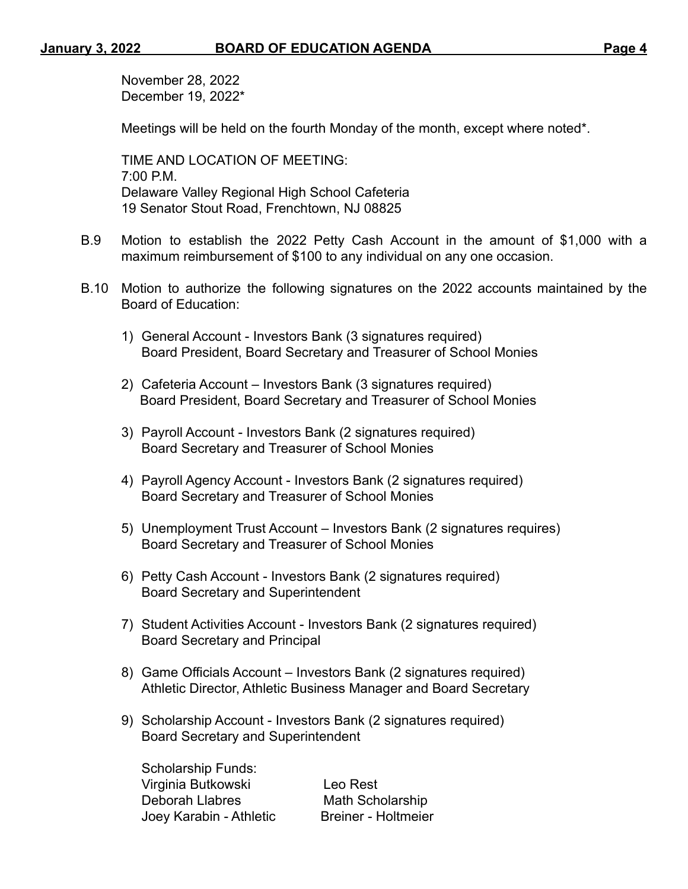November 28, 2022
December 19, 2022*

Meetings will be held on the fourth Monday of the month, except where noted*.

TIME AND LOCATION OF MEETING:
7:00 P.M.
Delaware Valley Regional High School Cafeteria
19 Senator Stout Road, Frenchtown, NJ 08825

B.9 Motion to establish the 2022 Petty Cash Account in the amount of $1,000 with a maximum reimbursement of $100 to any individual on any one occasion.

B.10 Motion to authorize the following signatures on the 2022 accounts maintained by the Board of Education:

1) General Account - Investors Bank (3 signatures required)
   Board President, Board Secretary and Treasurer of School Monies

2) Cafeteria Account – Investors Bank (3 signatures required)
   Board President, Board Secretary and Treasurer of School Monies

3) Payroll Account - Investors Bank (2 signatures required)
   Board Secretary and Treasurer of School Monies

4) Payroll Agency Account - Investors Bank (2 signatures required)
   Board Secretary and Treasurer of School Monies

5) Unemployment Trust Account – Investors Bank (2 signatures requires)
   Board Secretary and Treasurer of School Monies

6) Petty Cash Account - Investors Bank (2 signatures required)
   Board Secretary and Superintendent

7) Student Activities Account - Investors Bank (2 signatures required)
   Board Secretary and Principal

8) Game Officials Account – Investors Bank (2 signatures required)
   Athletic Director, Athletic Business Manager and Board Secretary

9) Scholarship Account - Investors Bank (2 signatures required)
   Board Secretary and Superintendent

   Scholarship Funds:

   | | |
   |---|---|
   | Virginia Butkowski | Leo Rest |
   | Deborah Llabres | Math Scholarship |
   | Joey Karabin - Athletic | Breiner - Holtmeier |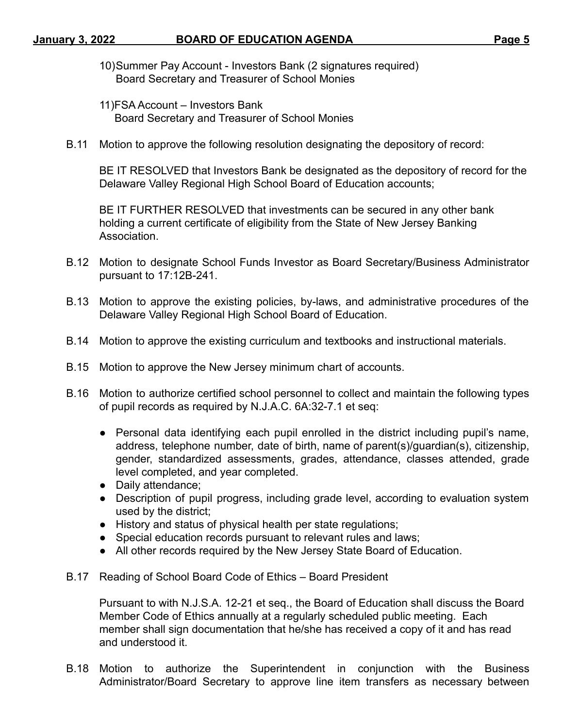10) Summer Pay Account - Investors Bank (2 signatures required)
    Board Secretary and Treasurer of School Monies

11) FSA Account – Investors Bank
    Board Secretary and Treasurer of School Monies

B.11 Motion to approve the following resolution designating the depository of record:

BE IT RESOLVED that Investors Bank be designated as the depository of record for the Delaware Valley Regional High School Board of Education accounts;

BE IT FURTHER RESOLVED that investments can be secured in any other bank holding a current certificate of eligibility from the State of New Jersey Banking Association.

B.12 Motion to designate School Funds Investor as Board Secretary/Business Administrator pursuant to 17:12B-241.

B.13 Motion to approve the existing policies, by-laws, and administrative procedures of the Delaware Valley Regional High School Board of Education.

B.14 Motion to approve the existing curriculum and textbooks and instructional materials.

B.15 Motion to approve the New Jersey minimum chart of accounts.

B.16 Motion to authorize certified school personnel to collect and maintain the following types of pupil records as required by N.J.A.C. 6A:32-7.1 et seq:

- Personal data identifying each pupil enrolled in the district including pupil's name, address, telephone number, date of birth, name of parent(s)/guardian(s), citizenship, gender, standardized assessments, grades, attendance, classes attended, grade level completed, and year completed.
- Daily attendance;
- Description of pupil progress, including grade level, according to evaluation system used by the district;
- History and status of physical health per state regulations;
- Special education records pursuant to relevant rules and laws;
- All other records required by the New Jersey State Board of Education.

B.17 Reading of School Board Code of Ethics – Board President

Pursuant to with N.J.S.A. 12-21 et seq., the Board of Education shall discuss the Board Member Code of Ethics annually at a regularly scheduled public meeting. Each member shall sign documentation that he/she has received a copy of it and has read and understood it.

B.18 Motion to authorize the Superintendent in conjunction with the Business Administrator/Board Secretary to approve line item transfers as necessary between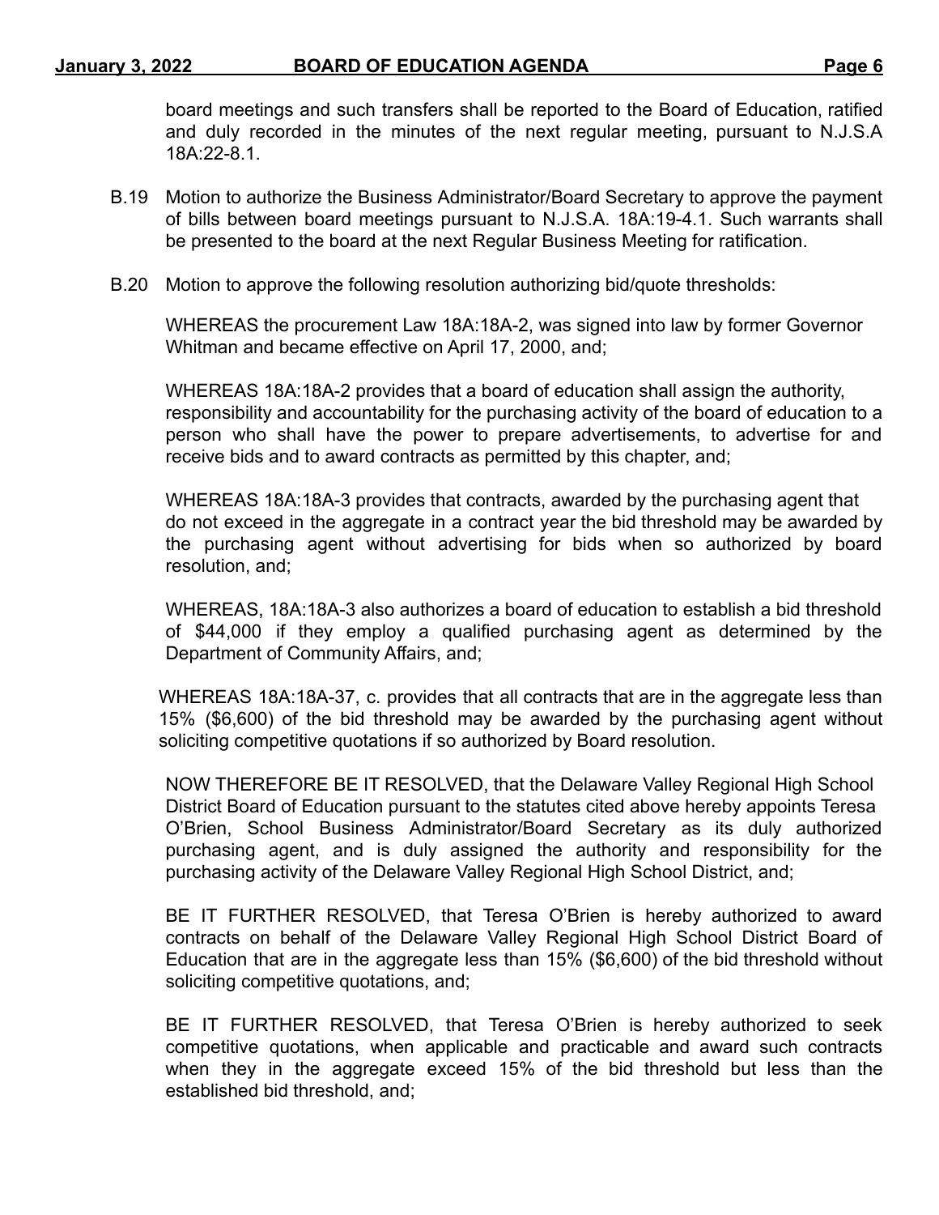board meetings and such transfers shall be reported to the Board of Education, ratified and duly recorded in the minutes of the next regular meeting, pursuant to N.J.S.A 18A:22-8.1.

B.19 Motion to authorize the Business Administrator/Board Secretary to approve the payment of bills between board meetings pursuant to N.J.S.A. 18A:19-4.1. Such warrants shall be presented to the board at the next Regular Business Meeting for ratification.

B.20 Motion to approve the following resolution authorizing bid/quote thresholds:

WHEREAS the procurement Law 18A:18A-2, was signed into law by former Governor Whitman and became effective on April 17, 2000, and;

WHEREAS 18A:18A-2 provides that a board of education shall assign the authority, responsibility and accountability for the purchasing activity of the board of education to a person who shall have the power to prepare advertisements, to advertise for and receive bids and to award contracts as permitted by this chapter, and;

WHEREAS 18A:18A-3 provides that contracts, awarded by the purchasing agent that do not exceed in the aggregate in a contract year the bid threshold may be awarded by the purchasing agent without advertising for bids when so authorized by board resolution, and;

WHEREAS, 18A:18A-3 also authorizes a board of education to establish a bid threshold of $44,000 if they employ a qualified purchasing agent as determined by the Department of Community Affairs, and;

WHEREAS 18A:18A-37, c. provides that all contracts that are in the aggregate less than 15% ($6,600) of the bid threshold may be awarded by the purchasing agent without soliciting competitive quotations if so authorized by Board resolution.

NOW THEREFORE BE IT RESOLVED, that the Delaware Valley Regional High School District Board of Education pursuant to the statutes cited above hereby appoints Teresa O'Brien, School Business Administrator/Board Secretary as its duly authorized purchasing agent, and is duly assigned the authority and responsibility for the purchasing activity of the Delaware Valley Regional High School District, and;

BE IT FURTHER RESOLVED, that Teresa O'Brien is hereby authorized to award contracts on behalf of the Delaware Valley Regional High School District Board of Education that are in the aggregate less than 15% ($6,600) of the bid threshold without soliciting competitive quotations, and;

BE IT FURTHER RESOLVED, that Teresa O'Brien is hereby authorized to seek competitive quotations, when applicable and practicable and award such contracts when they in the aggregate exceed 15% of the bid threshold but less than the established bid threshold, and;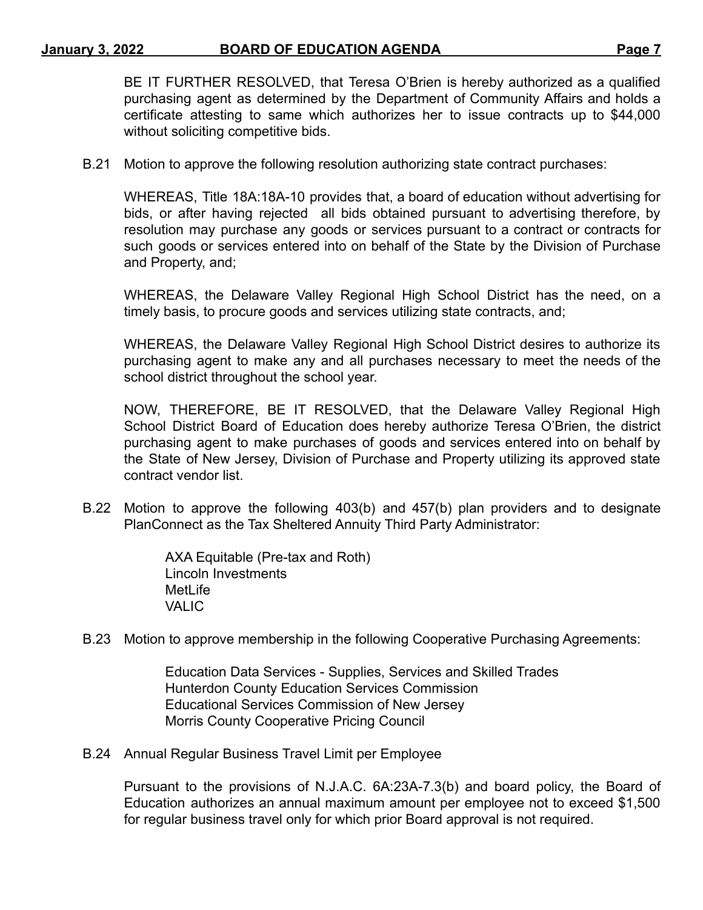BE IT FURTHER RESOLVED, that Teresa O'Brien is hereby authorized as a qualified purchasing agent as determined by the Department of Community Affairs and holds a certificate attesting to same which authorizes her to issue contracts up to $44,000 without soliciting competitive bids.

B.21 Motion to approve the following resolution authorizing state contract purchases:

WHEREAS, Title 18A:18A-10 provides that, a board of education without advertising for bids, or after having rejected all bids obtained pursuant to advertising therefore, by resolution may purchase any goods or services pursuant to a contract or contracts for such goods or services entered into on behalf of the State by the Division of Purchase and Property, and;

WHEREAS, the Delaware Valley Regional High School District has the need, on a timely basis, to procure goods and services utilizing state contracts, and;

WHEREAS, the Delaware Valley Regional High School District desires to authorize its purchasing agent to make any and all purchases necessary to meet the needs of the school district throughout the school year.

NOW, THEREFORE, BE IT RESOLVED, that the Delaware Valley Regional High School District Board of Education does hereby authorize Teresa O'Brien, the district purchasing agent to make purchases of goods and services entered into on behalf by the State of New Jersey, Division of Purchase and Property utilizing its approved state contract vendor list.

B.22 Motion to approve the following 403(b) and 457(b) plan providers and to designate PlanConnect as the Tax Sheltered Annuity Third Party Administrator:

AXA Equitable (Pre-tax and Roth)
Lincoln Investments
MetLife
VALIC

B.23 Motion to approve membership in the following Cooperative Purchasing Agreements:

Education Data Services - Supplies, Services and Skilled Trades
Hunterdon County Education Services Commission
Educational Services Commission of New Jersey
Morris County Cooperative Pricing Council

B.24 Annual Regular Business Travel Limit per Employee

Pursuant to the provisions of N.J.A.C. 6A:23A-7.3(b) and board policy, the Board of Education authorizes an annual maximum amount per employee not to exceed $1,500 for regular business travel only for which prior Board approval is not required.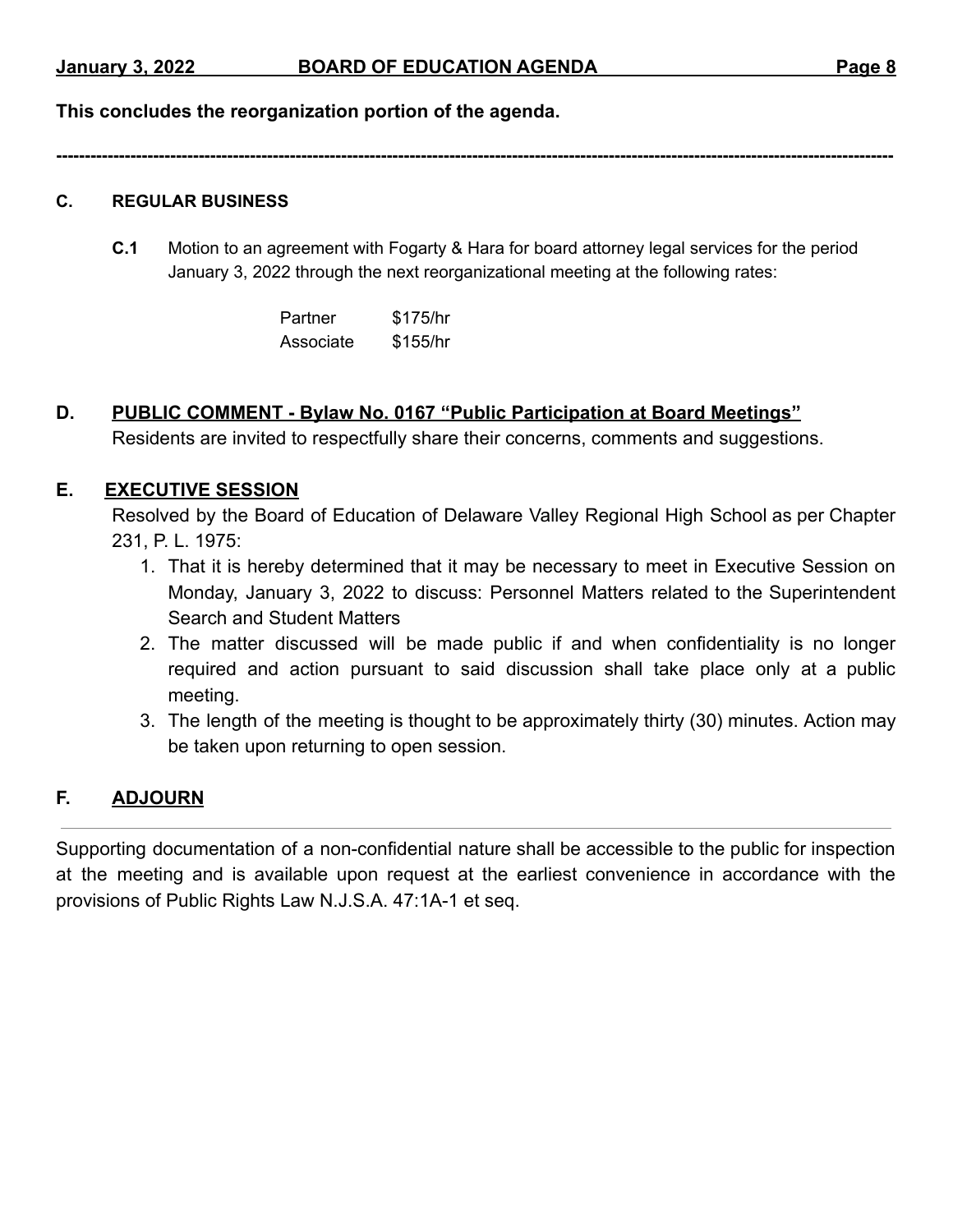**This concludes the reorganization portion of the agenda.**

---

**C. REGULAR BUSINESS**

**C.1** Motion to an agreement with Fogarty & Hara for board attorney legal services for the period January 3, 2022 through the next reorganizational meeting at the following rates:

| | |
|---|---|
| Partner | $175/hr |
| Associate | $155/hr |

**D. <u>PUBLIC COMMENT - Bylaw No. 0167 "Public Participation at Board Meetings"</u>**

Residents are invited to respectfully share their concerns, comments and suggestions.

**E. <u>EXECUTIVE SESSION</u>**

Resolved by the Board of Education of Delaware Valley Regional High School as per Chapter 231, P. L. 1975:

1. That it is hereby determined that it may be necessary to meet in Executive Session on Monday, January 3, 2022 to discuss: Personnel Matters related to the Superintendent Search and Student Matters
2. The matter discussed will be made public if and when confidentiality is no longer required and action pursuant to said discussion shall take place only at a public meeting.
3. The length of the meeting is thought to be approximately thirty (30) minutes. Action may be taken upon returning to open session.

**F. <u>ADJOURN</u>**

---

Supporting documentation of a non-confidential nature shall be accessible to the public for inspection at the meeting and is available upon request at the earliest convenience in accordance with the provisions of Public Rights Law N.J.S.A. 47:1A-1 et seq.